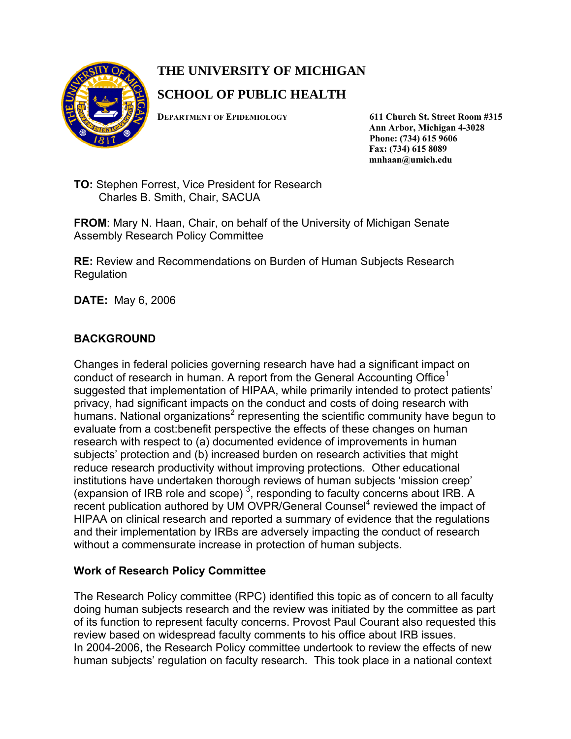# THE UNIVERSITY OF MICHIGAN

## SCHOOL OF PUBLIC HEALTH

**DEPARTMENT OF EPIDEMIOLOGY**

**611 Church St. Street Room #315**
**Ann Arbor, Michigan 4-3028**
**Phone: (734) 615 9606**
**Fax: (734) 615 8089**
**mnhaan@umich.edu**

**TO:** Stephen Forrest, Vice President for Research
Charles B. Smith, Chair, SACUA

**FROM**: Mary N. Haan, Chair, on behalf of the University of Michigan Senate Assembly Research Policy Committee

**RE:** Review and Recommendations on Burden of Human Subjects Research Regulation

**DATE:** May 6, 2006

### BACKGROUND

Changes in federal policies governing research have had a significant impact on conduct of research in human. A report from the General Accounting Office[1] suggested that implementation of HIPAA, while primarily intended to protect patients' privacy, had significant impacts on the conduct and costs of doing research with humans. National organizations[2] representing the scientific community have begun to evaluate from a cost:benefit perspective the effects of these changes on human research with respect to (a) documented evidence of improvements in human subjects' protection and (b) increased burden on research activities that might reduce research productivity without improving protections. Other educational institutions have undertaken thorough reviews of human subjects 'mission creep' (expansion of IRB role and scope) [3], responding to faculty concerns about IRB. A recent publication authored by UM OVPR/General Counsel[4] reviewed the impact of HIPAA on clinical research and reported a summary of evidence that the regulations and their implementation by IRBs are adversely impacting the conduct of research without a commensurate increase in protection of human subjects.

### Work of Research Policy Committee

The Research Policy committee (RPC) identified this topic as of concern to all faculty doing human subjects research and the review was initiated by the committee as part of its function to represent faculty concerns. Provost Paul Courant also requested this review based on widespread faculty comments to his office about IRB issues.
In 2004-2006, the Research Policy committee undertook to review the effects of new human subjects' regulation on faculty research. This took place in a national context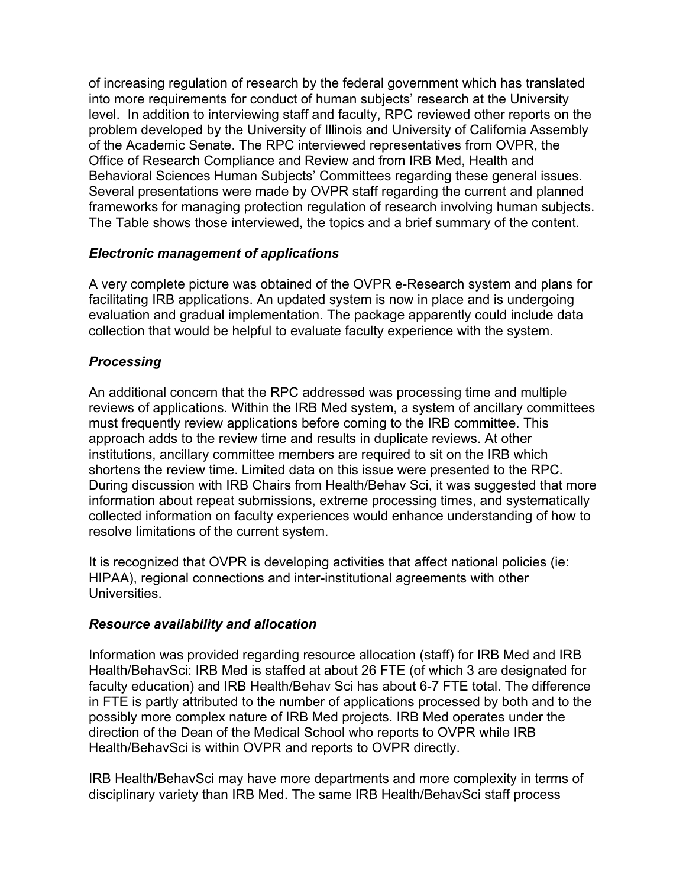of increasing regulation of research by the federal government which has translated into more requirements for conduct of human subjects' research at the University level. In addition to interviewing staff and faculty, RPC reviewed other reports on the problem developed by the University of Illinois and University of California Assembly of the Academic Senate. The RPC interviewed representatives from OVPR, the Office of Research Compliance and Review and from IRB Med, Health and Behavioral Sciences Human Subjects' Committees regarding these general issues. Several presentations were made by OVPR staff regarding the current and planned frameworks for managing protection regulation of research involving human subjects. The Table shows those interviewed, the topics and a brief summary of the content.

### *Electronic management of applications*

A very complete picture was obtained of the OVPR e-Research system and plans for facilitating IRB applications. An updated system is now in place and is undergoing evaluation and gradual implementation. The package apparently could include data collection that would be helpful to evaluate faculty experience with the system.

### *Processing*

An additional concern that the RPC addressed was processing time and multiple reviews of applications. Within the IRB Med system, a system of ancillary committees must frequently review applications before coming to the IRB committee. This approach adds to the review time and results in duplicate reviews. At other institutions, ancillary committee members are required to sit on the IRB which shortens the review time. Limited data on this issue were presented to the RPC. During discussion with IRB Chairs from Health/Behav Sci, it was suggested that more information about repeat submissions, extreme processing times, and systematically collected information on faculty experiences would enhance understanding of how to resolve limitations of the current system.

It is recognized that OVPR is developing activities that affect national policies (ie: HIPAA), regional connections and inter-institutional agreements with other Universities.

### *Resource availability and allocation*

Information was provided regarding resource allocation (staff) for IRB Med and IRB Health/BehavSci: IRB Med is staffed at about 26 FTE (of which 3 are designated for faculty education) and IRB Health/Behav Sci has about 6-7 FTE total. The difference in FTE is partly attributed to the number of applications processed by both and to the possibly more complex nature of IRB Med projects. IRB Med operates under the direction of the Dean of the Medical School who reports to OVPR while IRB Health/BehavSci is within OVPR and reports to OVPR directly.

IRB Health/BehavSci may have more departments and more complexity in terms of disciplinary variety than IRB Med. The same IRB Health/BehavSci staff process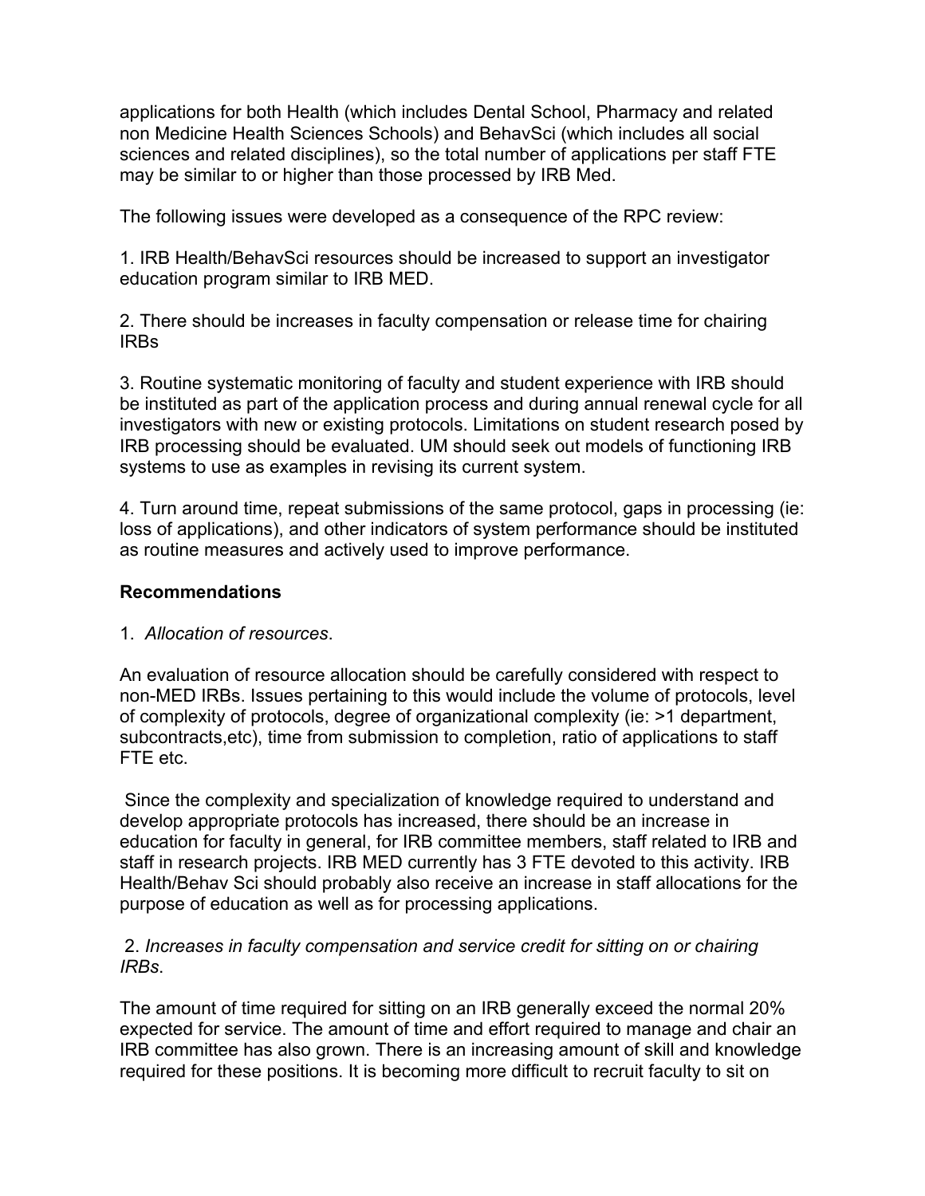applications for both Health (which includes Dental School, Pharmacy and related non Medicine Health Sciences Schools) and BehavSci (which includes all social sciences and related disciplines), so the total number of applications per staff FTE may be similar to or higher than those processed by IRB Med.

The following issues were developed as a consequence of the RPC review:

1. IRB Health/BehavSci resources should be increased to support an investigator education program similar to IRB MED.

2. There should be increases in faculty compensation or release time for chairing IRBs

3. Routine systematic monitoring of faculty and student experience with IRB should be instituted as part of the application process and during annual renewal cycle for all investigators with new or existing protocols. Limitations on student research posed by IRB processing should be evaluated. UM should seek out models of functioning IRB systems to use as examples in revising its current system.

4. Turn around time, repeat submissions of the same protocol, gaps in processing (ie: loss of applications), and other indicators of system performance should be instituted as routine measures and actively used to improve performance.

**Recommendations**

1. *Allocation of resources*.

An evaluation of resource allocation should be carefully considered with respect to non-MED IRBs. Issues pertaining to this would include the volume of protocols, level of complexity of protocols, degree of organizational complexity (ie: >1 department, subcontracts,etc), time from submission to completion, ratio of applications to staff FTE etc.

Since the complexity and specialization of knowledge required to understand and develop appropriate protocols has increased, there should be an increase in education for faculty in general, for IRB committee members, staff related to IRB and staff in research projects. IRB MED currently has 3 FTE devoted to this activity. IRB Health/Behav Sci should probably also receive an increase in staff allocations for the purpose of education as well as for processing applications.

2. *Increases in faculty compensation and service credit for sitting on or chairing IRBs*.

The amount of time required for sitting on an IRB generally exceed the normal 20% expected for service. The amount of time and effort required to manage and chair an IRB committee has also grown. There is an increasing amount of skill and knowledge required for these positions. It is becoming more difficult to recruit faculty to sit on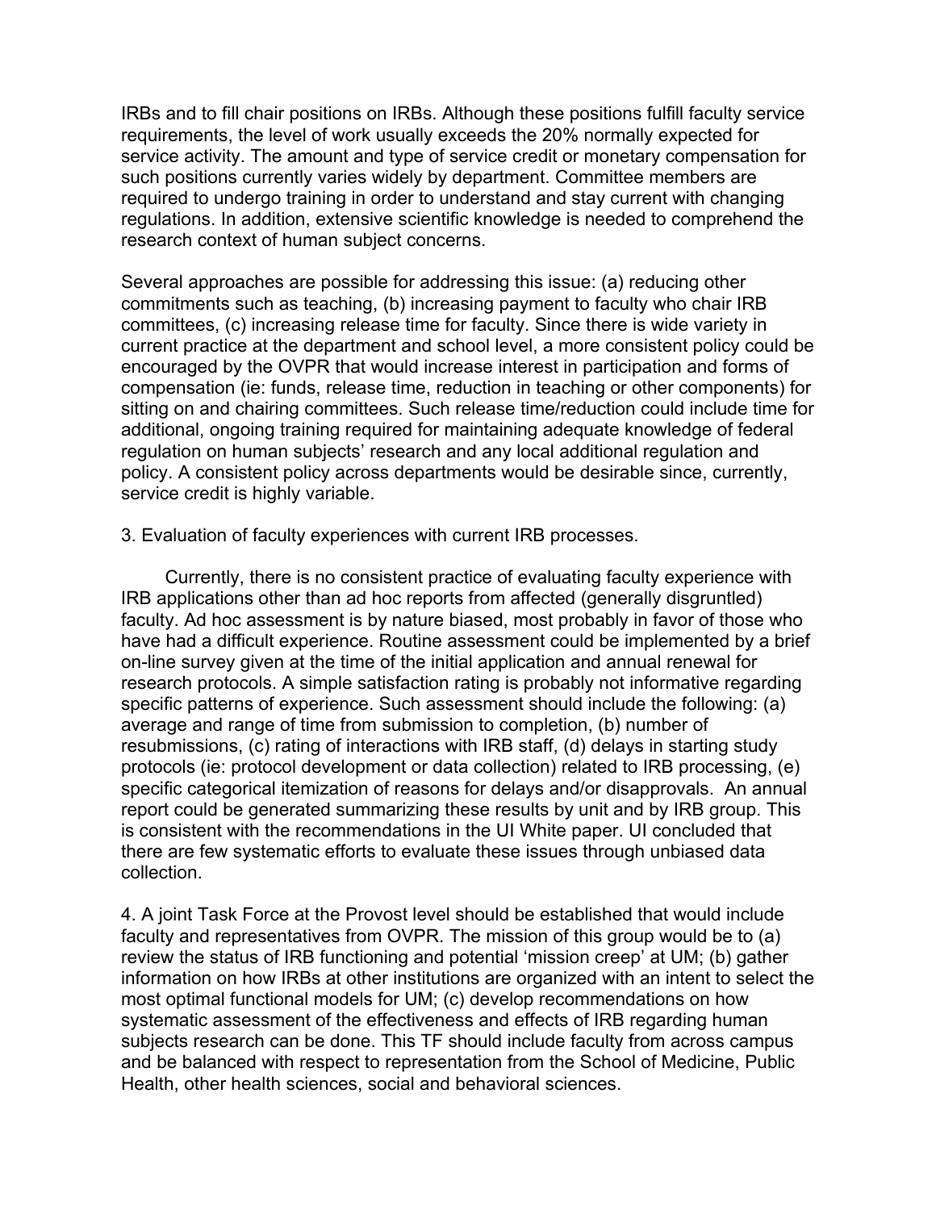IRBs and to fill chair positions on IRBs. Although these positions fulfill faculty service requirements, the level of work usually exceeds the 20% normally expected for service activity. The amount and type of service credit or monetary compensation for such positions currently varies widely by department. Committee members are required to undergo training in order to understand and stay current with changing regulations. In addition, extensive scientific knowledge is needed to comprehend the research context of human subject concerns.

Several approaches are possible for addressing this issue: (a) reducing other commitments such as teaching, (b) increasing payment to faculty who chair IRB committees, (c) increasing release time for faculty. Since there is wide variety in current practice at the department and school level, a more consistent policy could be encouraged by the OVPR that would increase interest in participation and forms of compensation (ie: funds, release time, reduction in teaching or other components) for sitting on and chairing committees. Such release time/reduction could include time for additional, ongoing training required for maintaining adequate knowledge of federal regulation on human subjects' research and any local additional regulation and policy. A consistent policy across departments would be desirable since, currently, service credit is highly variable.

3. Evaluation of faculty experiences with current IRB processes.

Currently, there is no consistent practice of evaluating faculty experience with IRB applications other than ad hoc reports from affected (generally disgruntled) faculty. Ad hoc assessment is by nature biased, most probably in favor of those who have had a difficult experience. Routine assessment could be implemented by a brief on-line survey given at the time of the initial application and annual renewal for research protocols. A simple satisfaction rating is probably not informative regarding specific patterns of experience. Such assessment should include the following: (a) average and range of time from submission to completion, (b) number of resubmissions, (c) rating of interactions with IRB staff, (d) delays in starting study protocols (ie: protocol development or data collection) related to IRB processing, (e) specific categorical itemization of reasons for delays and/or disapprovals. An annual report could be generated summarizing these results by unit and by IRB group. This is consistent with the recommendations in the UI White paper. UI concluded that there are few systematic efforts to evaluate these issues through unbiased data collection.

4. A joint Task Force at the Provost level should be established that would include faculty and representatives from OVPR. The mission of this group would be to (a) review the status of IRB functioning and potential 'mission creep' at UM; (b) gather information on how IRBs at other institutions are organized with an intent to select the most optimal functional models for UM; (c) develop recommendations on how systematic assessment of the effectiveness and effects of IRB regarding human subjects research can be done. This TF should include faculty from across campus and be balanced with respect to representation from the School of Medicine, Public Health, other health sciences, social and behavioral sciences.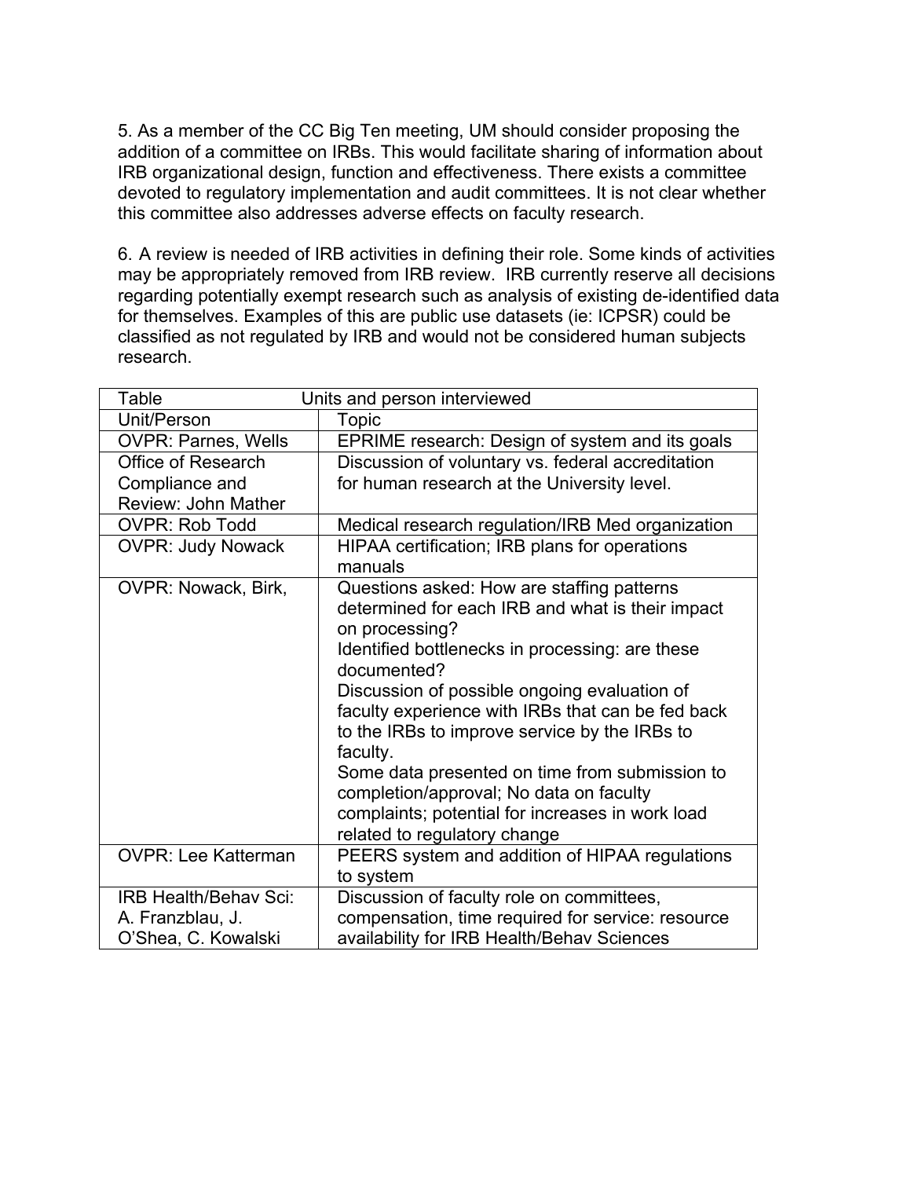5. As a member of the CC Big Ten meeting, UM should consider proposing the addition of a committee on IRBs. This would facilitate sharing of information about IRB organizational design, function and effectiveness. There exists a committee devoted to regulatory implementation and audit committees. It is not clear whether this committee also addresses adverse effects on faculty research.

6. A review is needed of IRB activities in defining their role. Some kinds of activities may be appropriately removed from IRB review. IRB currently reserve all decisions regarding potentially exempt research such as analysis of existing de-identified data for themselves. Examples of this are public use datasets (ie: ICPSR) could be classified as not regulated by IRB and would not be considered human subjects research.

| Table | Units and person interviewed |
|---|---|
| Unit/Person | Topic |
| OVPR: Parnes, Wells | EPRIME research: Design of system and its goals |
| Office of Research Compliance and Review: John Mather | Discussion of voluntary vs. federal accreditation for human research at the University level. |
| OVPR: Rob Todd | Medical research regulation/IRB Med organization |
| OVPR: Judy Nowack | HIPAA certification; IRB plans for operations manuals |
| OVPR: Nowack, Birk, | Questions asked: How are staffing patterns determined for each IRB and what is their impact on processing? Identified bottlenecks in processing: are these documented? Discussion of possible ongoing evaluation of faculty experience with IRBs that can be fed back to the IRBs to improve service by the IRBs to faculty. Some data presented on time from submission to completion/approval; No data on faculty complaints; potential for increases in work load related to regulatory change |
| OVPR: Lee Katterman | PEERS system and addition of HIPAA regulations to system |
| IRB Health/Behav Sci: A. Franzblau, J. O'Shea, C. Kowalski | Discussion of faculty role on committees, compensation, time required for service: resource availability for IRB Health/Behav Sciences |